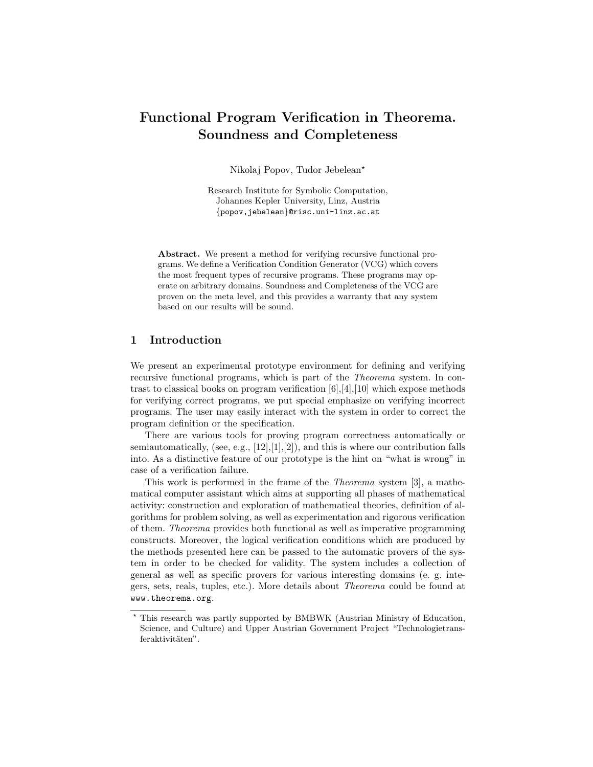# Functional Program Verification in Theorema. Soundness and Completeness

Nikolaj Popov, Tudor Jebelean*

Research Institute for Symbolic Computation,
Johannes Kepler University, Linz, Austria
{popov,jebelean}@risc.uni-linz.ac.at

**Abstract.** We present a method for verifying recursive functional programs. We define a Verification Condition Generator (VCG) which covers the most frequent types of recursive programs. These programs may operate on arbitrary domains. Soundness and Completeness of the VCG are proven on the meta level, and this provides a warranty that any system based on our results will be sound.

## 1 Introduction

We present an experimental prototype environment for defining and verifying recursive functional programs, which is part of the *Theorema* system. In contrast to classical books on program verification [6],[4],[10] which expose methods for verifying correct programs, we put special emphasize on verifying incorrect programs. The user may easily interact with the system in order to correct the program definition or the specification.

There are various tools for proving program correctness automatically or semiautomatically, (see, e.g., [12],[1],[2]), and this is where our contribution falls into. As a distinctive feature of our prototype is the hint on "what is wrong" in case of a verification failure.

This work is performed in the frame of the *Theorema* system [3], a mathematical computer assistant which aims at supporting all phases of mathematical activity: construction and exploration of mathematical theories, definition of algorithms for problem solving, as well as experimentation and rigorous verification of them. *Theorema* provides both functional as well as imperative programming constructs. Moreover, the logical verification conditions which are produced by the methods presented here can be passed to the automatic provers of the system in order to be checked for validity. The system includes a collection of general as well as specific provers for various interesting domains (e. g. integers, sets, reals, tuples, etc.). More details about *Theorema* could be found at www.theorema.org.

---

* This research was partly supported by BMBWK (Austrian Ministry of Education, Science, and Culture) and Upper Austrian Government Project "Technologietransferaktivitäten".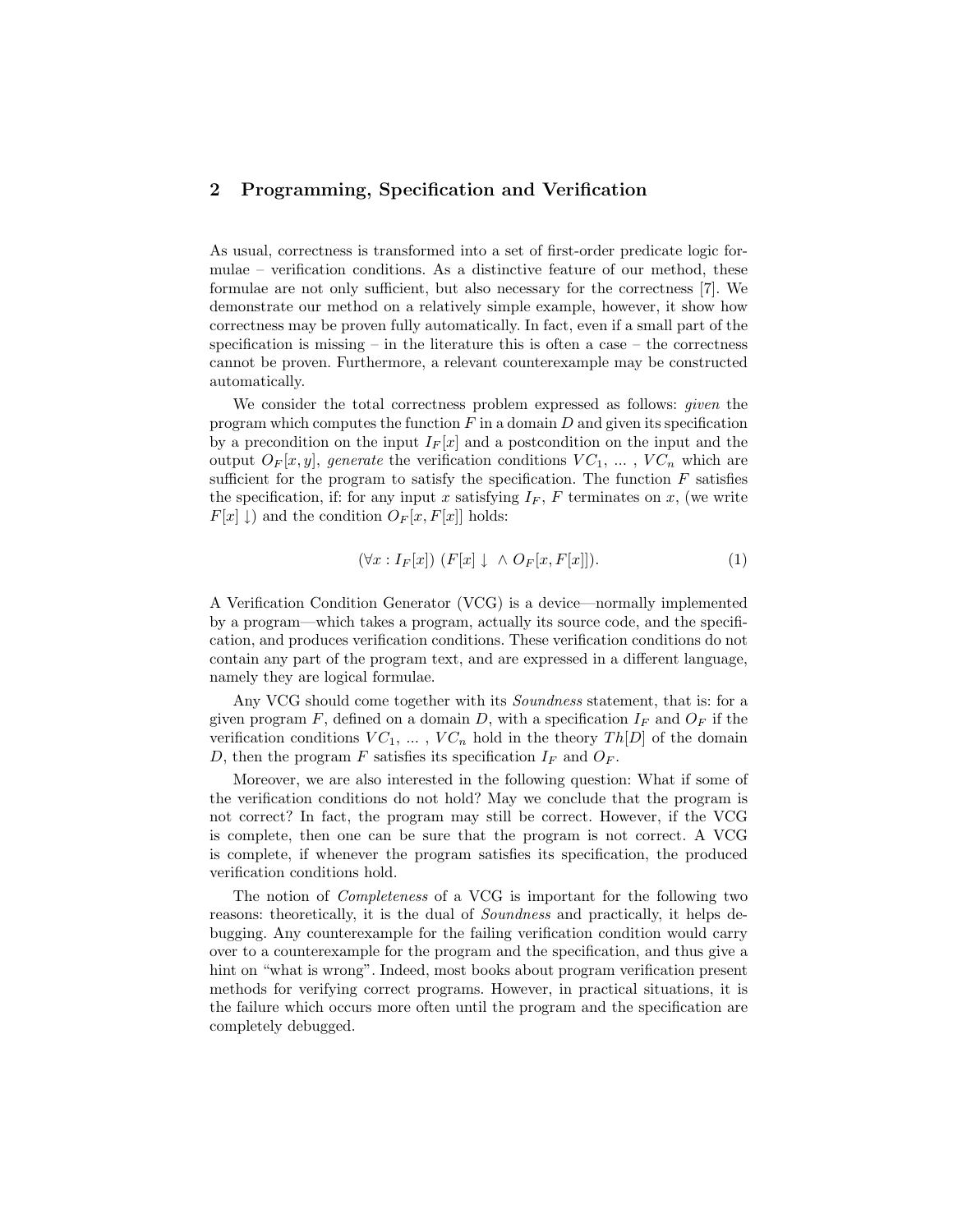## 2 Programming, Specification and Verification

As usual, correctness is transformed into a set of first-order predicate logic formulae – verification conditions. As a distinctive feature of our method, these formulae are not only sufficient, but also necessary for the correctness [7]. We demonstrate our method on a relatively simple example, however, it show how correctness may be proven fully automatically. In fact, even if a small part of the specification is missing – in the literature this is often a case – the correctness cannot be proven. Furthermore, a relevant counterexample may be constructed automatically.

We consider the total correctness problem expressed as follows: *given* the program which computes the function $F$ in a domain $D$ and given its specification by a precondition on the input $I_F[x]$ and a postcondition on the input and the output $O_F[x,y]$, *generate* the verification conditions $VC_1$, ... , $VC_n$ which are sufficient for the program to satisfy the specification. The function $F$ satisfies the specification, if: for any input $x$ satisfying $I_F$, $F$ terminates on $x$, (we write $F[x]\downarrow$) and the condition $O_F[x, F[x]]$ holds:

$$(\forall x : I_F[x])\ (F[x]\downarrow\ \wedge O_F[x, F[x]]). \tag{1}$$

A Verification Condition Generator (VCG) is a device—normally implemented by a program—which takes a program, actually its source code, and the specification, and produces verification conditions. These verification conditions do not contain any part of the program text, and are expressed in a different language, namely they are logical formulae.

Any VCG should come together with its *Soundness* statement, that is: for a given program $F$, defined on a domain $D$, with a specification $I_F$ and $O_F$ if the verification conditions $VC_1$, ... , $VC_n$ hold in the theory $Th[D]$ of the domain $D$, then the program $F$ satisfies its specification $I_F$ and $O_F$.

Moreover, we are also interested in the following question: What if some of the verification conditions do not hold? May we conclude that the program is not correct? In fact, the program may still be correct. However, if the VCG is complete, then one can be sure that the program is not correct. A VCG is complete, if whenever the program satisfies its specification, the produced verification conditions hold.

The notion of *Completeness* of a VCG is important for the following two reasons: theoretically, it is the dual of *Soundness* and practically, it helps debugging. Any counterexample for the failing verification condition would carry over to a counterexample for the program and the specification, and thus give a hint on "what is wrong". Indeed, most books about program verification present methods for verifying correct programs. However, in practical situations, it is the failure which occurs more often until the program and the specification are completely debugged.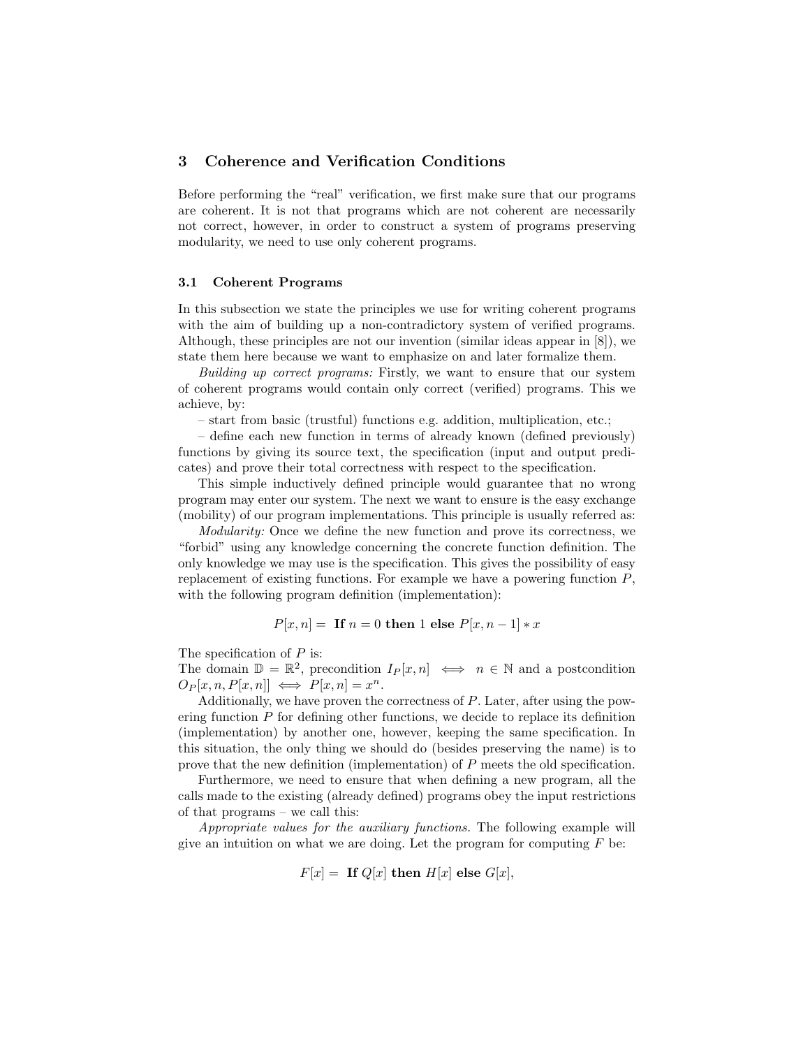## 3 Coherence and Verification Conditions

Before performing the "real" verification, we first make sure that our programs are coherent. It is not that programs which are not coherent are necessarily not correct, however, in order to construct a system of programs preserving modularity, we need to use only coherent programs.

### 3.1 Coherent Programs

In this subsection we state the principles we use for writing coherent programs with the aim of building up a non-contradictory system of verified programs. Although, these principles are not our invention (similar ideas appear in [8]), we state them here because we want to emphasize on and later formalize them.

*Building up correct programs:* Firstly, we want to ensure that our system of coherent programs would contain only correct (verified) programs. This we achieve, by:

– start from basic (trustful) functions e.g. addition, multiplication, etc.;

– define each new function in terms of already known (defined previously) functions by giving its source text, the specification (input and output predicates) and prove their total correctness with respect to the specification.

This simple inductively defined principle would guarantee that no wrong program may enter our system. The next we want to ensure is the easy exchange (mobility) of our program implementations. This principle is usually referred as:

*Modularity:* Once we define the new function and prove its correctness, we "forbid" using any knowledge concerning the concrete function definition. The only knowledge we may use is the specification. This gives the possibility of easy replacement of existing functions. For example we have a powering function $P$, with the following program definition (implementation):

$$P[x, n] = \textbf{ If } n = 0 \textbf{ then } 1 \textbf{ else } P[x, n-1] * x$$

The specification of $P$ is:
The domain $\mathbb{D} = \mathbb{R}^2$, precondition $I_P[x, n] \iff n \in \mathbb{N}$ and a postcondition $O_P[x, n, P[x, n]] \iff P[x, n] = x^n$.

Additionally, we have proven the correctness of $P$. Later, after using the powering function $P$ for defining other functions, we decide to replace its definition (implementation) by another one, however, keeping the same specification. In this situation, the only thing we should do (besides preserving the name) is to prove that the new definition (implementation) of $P$ meets the old specification.

Furthermore, we need to ensure that when defining a new program, all the calls made to the existing (already defined) programs obey the input restrictions of that programs – we call this:

*Appropriate values for the auxiliary functions.* The following example will give an intuition on what we are doing. Let the program for computing $F$ be:

$$F[x] = \textbf{ If } Q[x] \textbf{ then } H[x] \textbf{ else } G[x],$$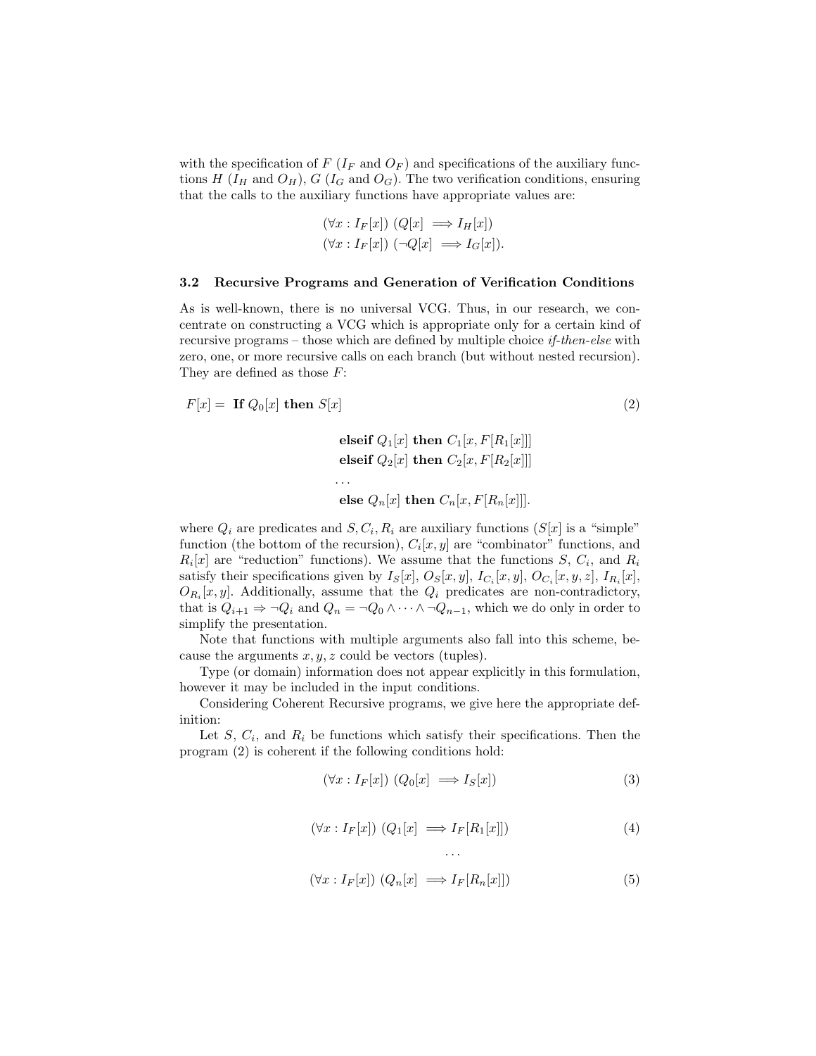with the specification of $F$ ($I_F$ and $O_F$) and specifications of the auxiliary functions $H$ ($I_H$ and $O_H$), $G$ ($I_G$ and $O_G$). The two verification conditions, ensuring that the calls to the auxiliary functions have appropriate values are:

$$(\forall x : I_F[x]) \; (Q[x] \implies I_H[x])$$
$$(\forall x : I_F[x]) \; (\neg Q[x] \implies I_G[x]).$$

### 3.2 Recursive Programs and Generation of Verification Conditions

As is well-known, there is no universal VCG. Thus, in our research, we concentrate on constructing a VCG which is appropriate only for a certain kind of recursive programs – those which are defined by multiple choice *if-then-else* with zero, one, or more recursive calls on each branch (but without nested recursion). They are defined as those $F$:

$$
\begin{aligned}
F[x] = \; & \textbf{If } Q_0[x] \textbf{ then } S[x] \\
& \textbf{elseif } Q_1[x] \textbf{ then } C_1[x, F[R_1[x]]] \\
& \textbf{elseif } Q_2[x] \textbf{ then } C_2[x, F[R_2[x]]] \\
& \ldots \\
& \textbf{else } Q_n[x] \textbf{ then } C_n[x, F[R_n[x]]].
\end{aligned}
\tag{2}
$$

where $Q_i$ are predicates and $S, C_i, R_i$ are auxiliary functions ($S[x]$ is a "simple" function (the bottom of the recursion), $C_i[x, y]$ are "combinator" functions, and $R_i[x]$ are "reduction" functions). We assume that the functions $S$, $C_i$, and $R_i$ satisfy their specifications given by $I_S[x]$, $O_S[x, y]$, $I_{C_i}[x, y]$, $O_{C_i}[x, y, z]$, $I_{R_i}[x]$, $O_{R_i}[x, y]$. Additionally, assume that the $Q_i$ predicates are non-contradictory, that is $Q_{i+1} \Rightarrow \neg Q_i$ and $Q_n = \neg Q_0 \wedge \cdots \wedge \neg Q_{n-1}$, which we do only in order to simplify the presentation.

Note that functions with multiple arguments also fall into this scheme, because the arguments $x, y, z$ could be vectors (tuples).

Type (or domain) information does not appear explicitly in this formulation, however it may be included in the input conditions.

Considering Coherent Recursive programs, we give here the appropriate definition:

Let $S$, $C_i$, and $R_i$ be functions which satisfy their specifications. Then the program (2) is coherent if the following conditions hold:

$$(\forall x : I_F[x]) \; (Q_0[x] \implies I_S[x]) \tag{3}$$

$$(\forall x : I_F[x]) \; (Q_1[x] \implies I_F[R_1[x]]) \tag{4}$$

$$\ldots$$

$$(\forall x : I_F[x]) \; (Q_n[x] \implies I_F[R_n[x]]) \tag{5}$$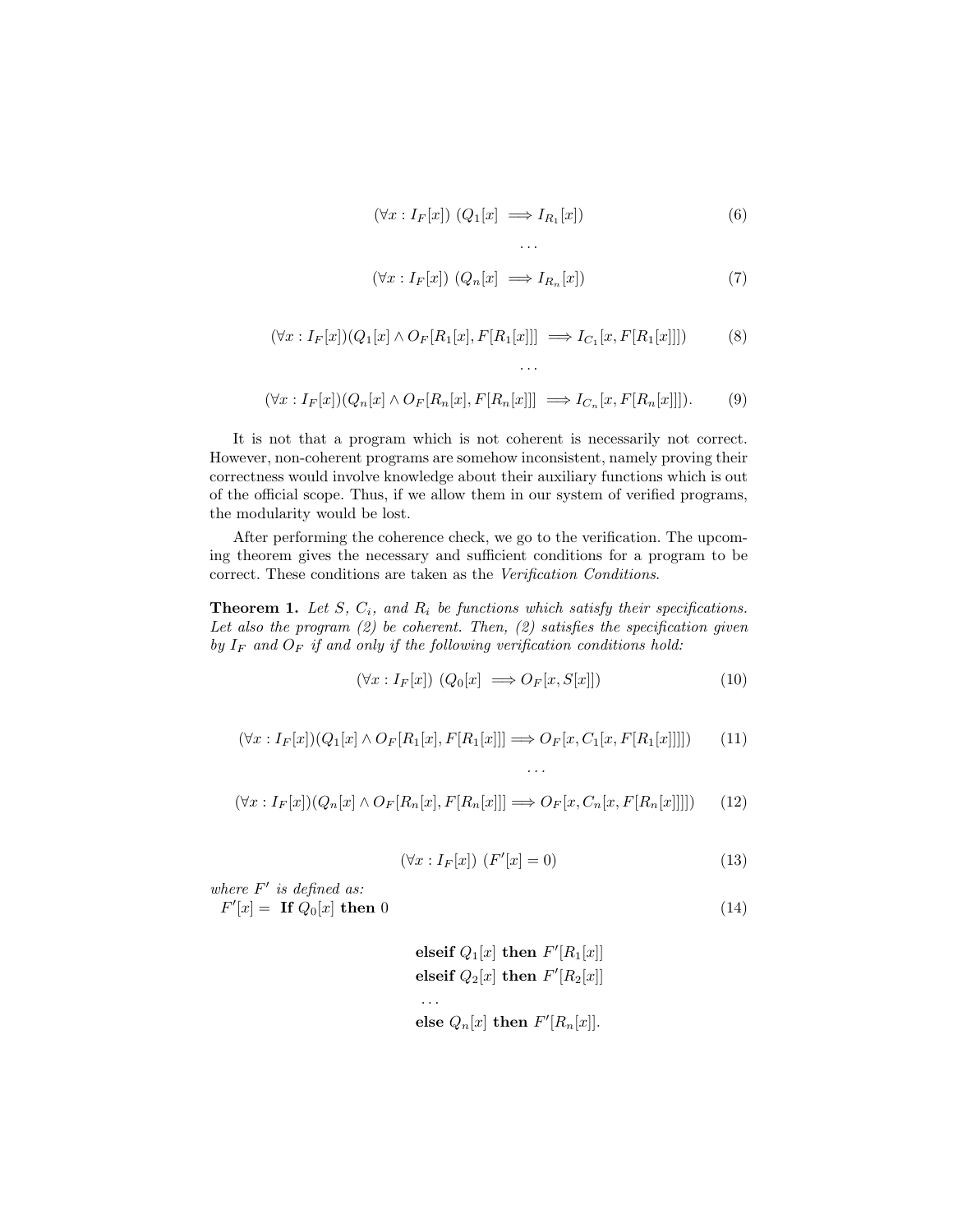$$(\forall x : I_F[x]) \ (Q_1[x] \implies I_{R_1}[x]) \tag{6}$$

$$\cdots$$

$$(\forall x : I_F[x]) \ (Q_n[x] \implies I_{R_n}[x]) \tag{7}$$

$$(\forall x : I_F[x])(Q_1[x] \wedge O_F[R_1[x], F[R_1[x]]] \implies I_{C_1}[x, F[R_1[x]]]) \tag{8}$$

$$\cdots$$

$$(\forall x : I_F[x])(Q_n[x] \wedge O_F[R_n[x], F[R_n[x]]] \implies I_{C_n}[x, F[R_n[x]]]). \tag{9}$$

It is not that a program which is not coherent is necessarily not correct. However, non-coherent programs are somehow inconsistent, namely proving their correctness would involve knowledge about their auxiliary functions which is out of the official scope. Thus, if we allow them in our system of verified programs, the modularity would be lost.

After performing the coherence check, we go to the verification. The upcoming theorem gives the necessary and sufficient conditions for a program to be correct. These conditions are taken as the *Verification Conditions*.

**Theorem 1.** *Let $S$, $C_i$, and $R_i$ be functions which satisfy their specifications. Let also the program (2) be coherent. Then, (2) satisfies the specification given by $I_F$ and $O_F$ if and only if the following verification conditions hold:*

$$(\forall x : I_F[x]) \ (Q_0[x] \implies O_F[x, S[x]]) \tag{10}$$

$$(\forall x : I_F[x])(Q_1[x] \wedge O_F[R_1[x], F[R_1[x]]] \Longrightarrow O_F[x, C_1[x, F[R_1[x]]]]) \tag{11}$$

$$\cdots$$

$$(\forall x : I_F[x])(Q_n[x] \wedge O_F[R_n[x], F[R_n[x]]] \Longrightarrow O_F[x, C_n[x, F[R_n[x]]]]) \tag{12}$$

$$(\forall x : I_F[x]) \ (F'[x] = 0) \tag{13}$$

*where $F'$ is defined as:*

$$
\begin{aligned}
F'[x] = \ & \textbf{If } Q_0[x] \textbf{ then } 0 \\
& \textbf{elseif } Q_1[x] \textbf{ then } F'[R_1[x]] \\
& \textbf{elseif } Q_2[x] \textbf{ then } F'[R_2[x]] \\
& \cdots \\
& \textbf{else } Q_n[x] \textbf{ then } F'[R_n[x]].
\end{aligned}
\tag{14}
$$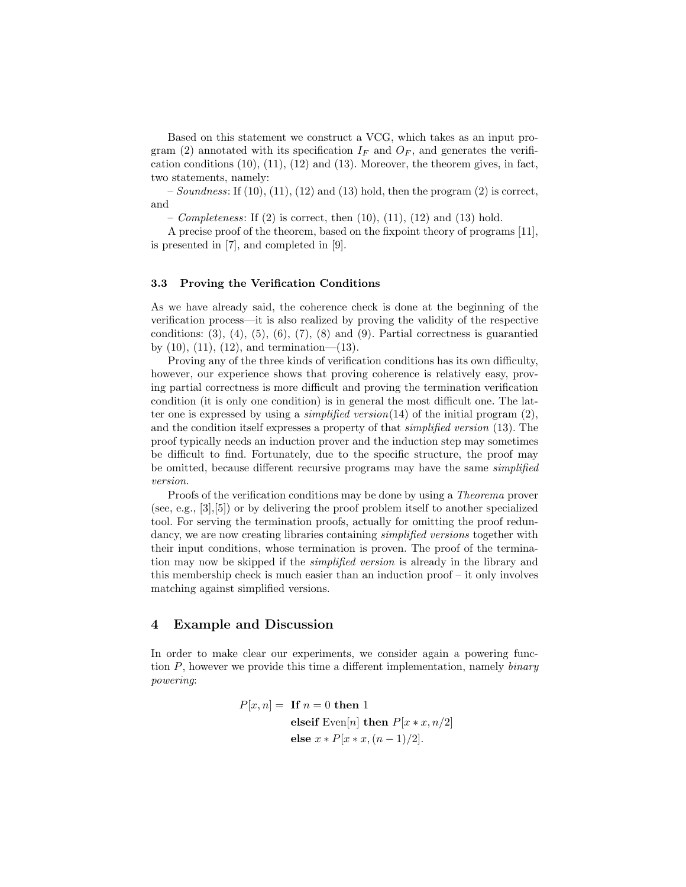Based on this statement we construct a VCG, which takes as an input program (2) annotated with its specification $I_F$ and $O_F$, and generates the verification conditions (10), (11), (12) and (13). Moreover, the theorem gives, in fact, two statements, namely:

– *Soundness*: If (10), (11), (12) and (13) hold, then the program (2) is correct, and

– *Completeness*: If (2) is correct, then (10), (11), (12) and (13) hold.

A precise proof of the theorem, based on the fixpoint theory of programs [11], is presented in [7], and completed in [9].

### 3.3 Proving the Verification Conditions

As we have already said, the coherence check is done at the beginning of the verification process—it is also realized by proving the validity of the respective conditions: (3), (4), (5), (6), (7), (8) and (9). Partial correctness is guarantied by (10), (11), (12), and termination—(13).

Proving any of the three kinds of verification conditions has its own difficulty, however, our experience shows that proving coherence is relatively easy, proving partial correctness is more difficult and proving the termination verification condition (it is only one condition) is in general the most difficult one. The latter one is expressed by using a *simplified version*(14) of the initial program (2), and the condition itself expresses a property of that *simplified version* (13). The proof typically needs an induction prover and the induction step may sometimes be difficult to find. Fortunately, due to the specific structure, the proof may be omitted, because different recursive programs may have the same *simplified version*.

Proofs of the verification conditions may be done by using a *Theorema* prover (see, e.g., [3],[5]) or by delivering the proof problem itself to another specialized tool. For serving the termination proofs, actually for omitting the proof redundancy, we are now creating libraries containing *simplified versions* together with their input conditions, whose termination is proven. The proof of the termination may now be skipped if the *simplified version* is already in the library and this membership check is much easier than an induction proof – it only involves matching against simplified versions.

## 4 Example and Discussion

In order to make clear our experiments, we consider again a powering function $P$, however we provide this time a different implementation, namely *binary powering*:

$$
\begin{aligned}
P[x, n] = \ & \textbf{If } n = 0 \textbf{ then } 1 \\
& \textbf{elseif } \mathrm{Even}[n] \textbf{ then } P[x * x, n/2] \\
& \textbf{else } x * P[x * x, (n-1)/2].
\end{aligned}
$$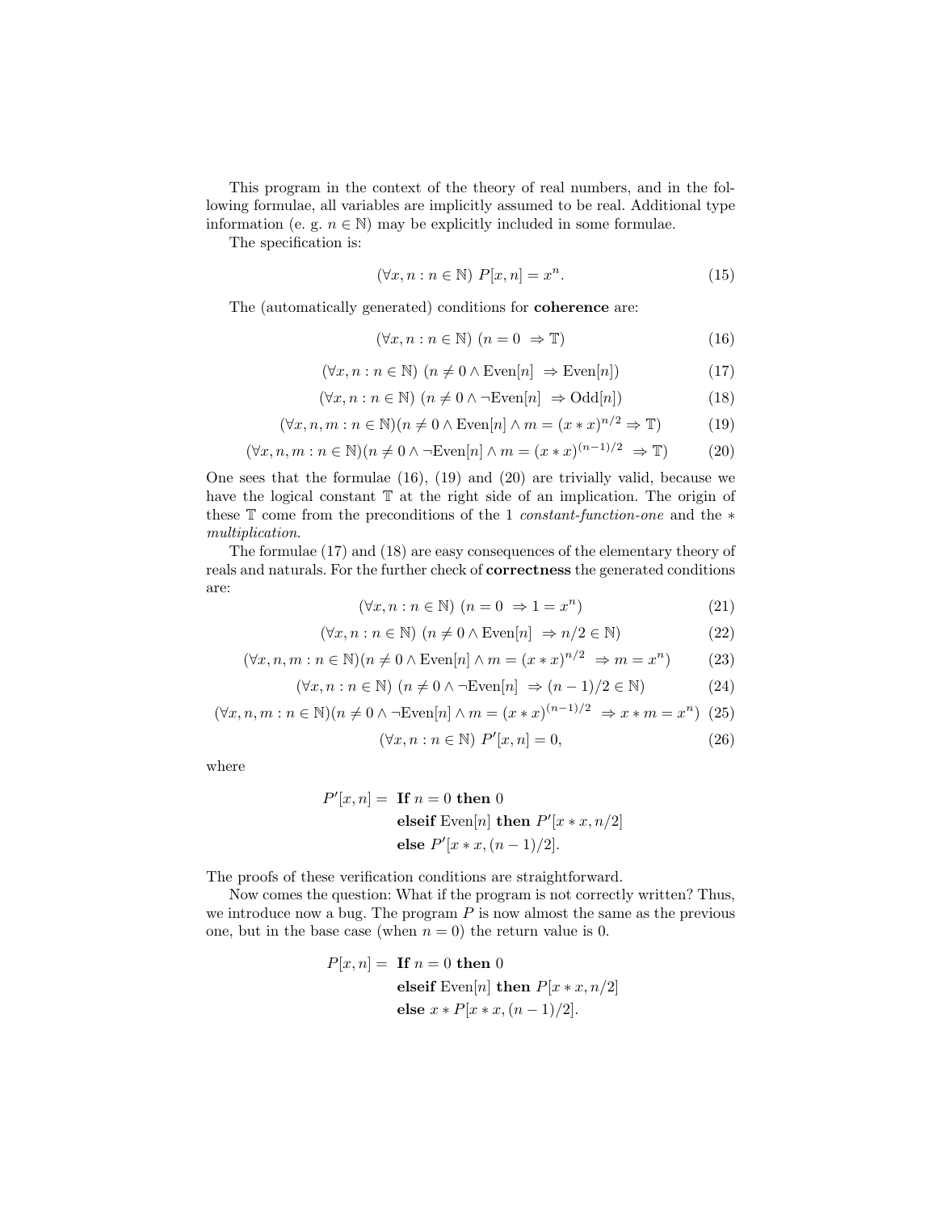This program in the context of the theory of real numbers, and in the following formulae, all variables are implicitly assumed to be real. Additional type information (e. g. $n \in \mathbb{N}$) may be explicitly included in some formulae.

The specification is:

$$(\forall x, n : n \in \mathbb{N}) \ P[x, n] = x^n. \tag{15}$$

The (automatically generated) conditions for **coherence** are:

$$(\forall x, n : n \in \mathbb{N}) \ (n = 0 \ \Rightarrow \mathbb{T}) \tag{16}$$

$$(\forall x, n : n \in \mathbb{N}) \ (n \neq 0 \wedge \text{Even}[n] \ \Rightarrow \text{Even}[n]) \tag{17}$$

$$(\forall x, n : n \in \mathbb{N}) \ (n \neq 0 \wedge \neg\text{Even}[n] \ \Rightarrow \text{Odd}[n]) \tag{18}$$

$$(\forall x, n, m : n \in \mathbb{N})(n \neq 0 \wedge \text{Even}[n] \wedge m = (x * x)^{n/2} \Rightarrow \mathbb{T}) \tag{19}$$

$$(\forall x, n, m : n \in \mathbb{N})(n \neq 0 \wedge \neg\text{Even}[n] \wedge m = (x * x)^{(n-1)/2} \ \Rightarrow \mathbb{T}) \tag{20}$$

One sees that the formulae (16), (19) and (20) are trivially valid, because we have the logical constant $\mathbb{T}$ at the right side of an implication. The origin of these $\mathbb{T}$ come from the preconditions of the 1 *constant-function-one* and the $*$ *multiplication*.

The formulae (17) and (18) are easy consequences of the elementary theory of reals and naturals. For the further check of **correctness** the generated conditions are:

$$(\forall x, n : n \in \mathbb{N}) \ (n = 0 \ \Rightarrow 1 = x^n) \tag{21}$$

$$(\forall x, n : n \in \mathbb{N}) \ (n \neq 0 \wedge \text{Even}[n] \ \Rightarrow n/2 \in \mathbb{N}) \tag{22}$$

$$(\forall x, n, m : n \in \mathbb{N})(n \neq 0 \wedge \text{Even}[n] \wedge m = (x * x)^{n/2} \ \Rightarrow m = x^n) \tag{23}$$

$$(\forall x, n : n \in \mathbb{N}) \ (n \neq 0 \wedge \neg\text{Even}[n] \ \Rightarrow (n-1)/2 \in \mathbb{N}) \tag{24}$$

$$(\forall x, n, m : n \in \mathbb{N})(n \neq 0 \wedge \neg\text{Even}[n] \wedge m = (x * x)^{(n-1)/2} \ \Rightarrow x * m = x^n) \tag{25}$$

$$(\forall x, n : n \in \mathbb{N}) \ P'[x, n] = 0, \tag{26}$$

where

$$
\begin{aligned}
P'[x, n] = \ & \textbf{If } n = 0 \textbf{ then } 0 \\
& \textbf{elseif } \text{Even}[n] \textbf{ then } P'[x * x, n/2] \\
& \textbf{else } P'[x * x, (n-1)/2].
\end{aligned}
$$

The proofs of these verification conditions are straightforward.

Now comes the question: What if the program is not correctly written? Thus, we introduce now a bug. The program $P$ is now almost the same as the previous one, but in the base case (when $n = 0$) the return value is 0.

$$
\begin{aligned}
P[x, n] = \ & \textbf{If } n = 0 \textbf{ then } 0 \\
& \textbf{elseif } \text{Even}[n] \textbf{ then } P[x * x, n/2] \\
& \textbf{else } x * P[x * x, (n-1)/2].
\end{aligned}
$$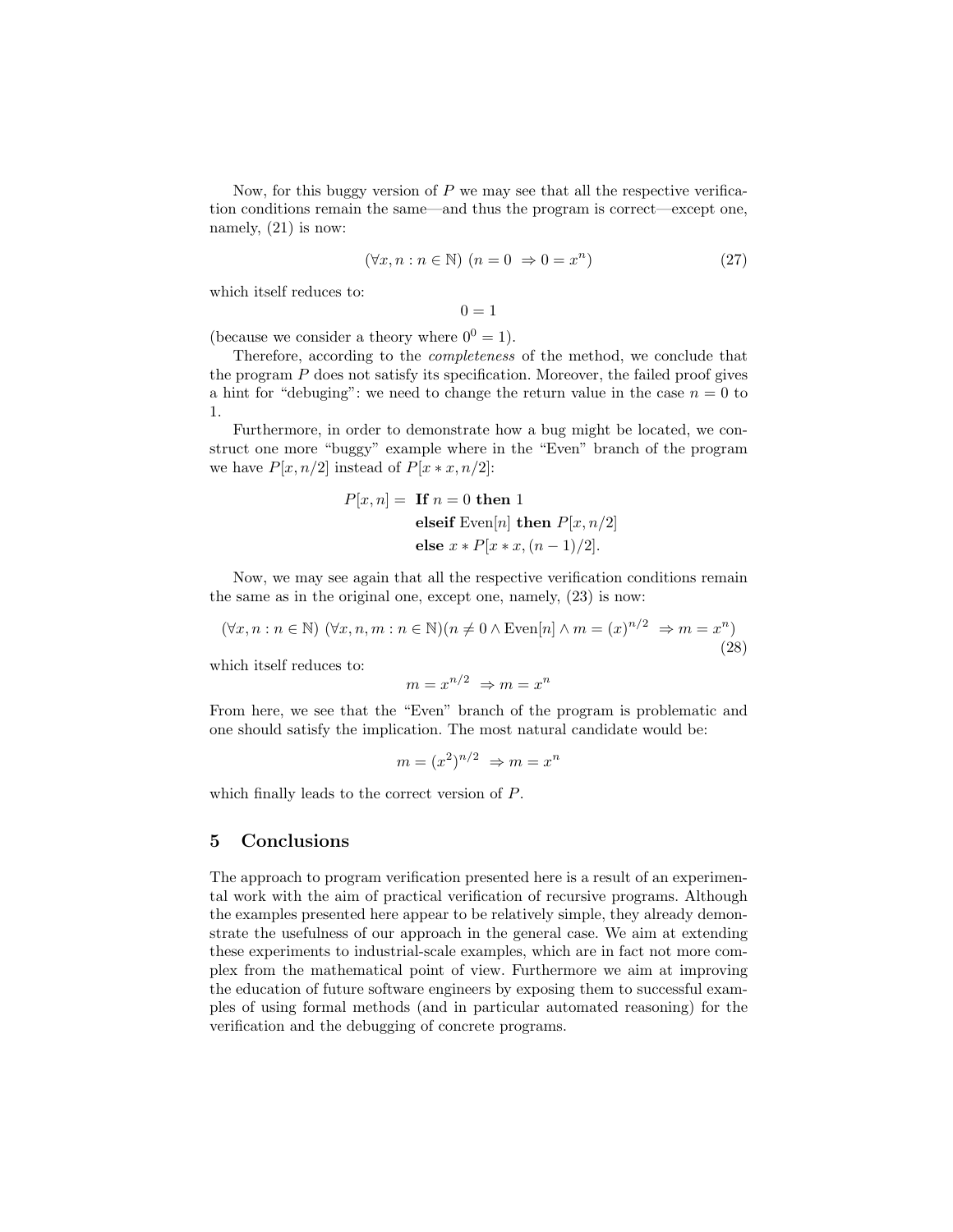Now, for this buggy version of $P$ we may see that all the respective verification conditions remain the same—and thus the program is correct—except one, namely, (21) is now:

$$(\forall x, n : n \in \mathbb{N})\ (n = 0\ \Rightarrow 0 = x^n) \tag{27}$$

which itself reduces to:

$$0 = 1$$

(because we consider a theory where $0^0 = 1$).

Therefore, according to the *completeness* of the method, we conclude that the program $P$ does not satisfy its specification. Moreover, the failed proof gives a hint for "debuging": we need to change the return value in the case $n = 0$ to 1.

Furthermore, in order to demonstrate how a bug might be located, we construct one more "buggy" example where in the "Even" branch of the program we have $P[x, n/2]$ instead of $P[x * x, n/2]$:

$$\begin{aligned} P[x, n] = \ & \textbf{If } n = 0 \textbf{ then } 1 \\ & \textbf{elseif } \text{Even}[n] \textbf{ then } P[x, n/2] \\ & \textbf{else } x * P[x * x, (n-1)/2]. \end{aligned}$$

Now, we may see again that all the respective verification conditions remain the same as in the original one, except one, namely, (23) is now:

$$(\forall x, n : n \in \mathbb{N})\ (\forall x, n, m : n \in \mathbb{N})(n \neq 0 \wedge \text{Even}[n] \wedge m = (x)^{n/2}\ \Rightarrow m = x^n) \tag{28}$$

which itself reduces to:

$$m = x^{n/2}\ \Rightarrow m = x^n$$

From here, we see that the "Even" branch of the program is problematic and one should satisfy the implication. The most natural candidate would be:

$$m = (x^2)^{n/2}\ \Rightarrow m = x^n$$

which finally leads to the correct version of $P$.

## 5 Conclusions

The approach to program verification presented here is a result of an experimental work with the aim of practical verification of recursive programs. Although the examples presented here appear to be relatively simple, they already demonstrate the usefulness of our approach in the general case. We aim at extending these experiments to industrial-scale examples, which are in fact not more complex from the mathematical point of view. Furthermore we aim at improving the education of future software engineers by exposing them to successful examples of using formal methods (and in particular automated reasoning) for the verification and the debugging of concrete programs.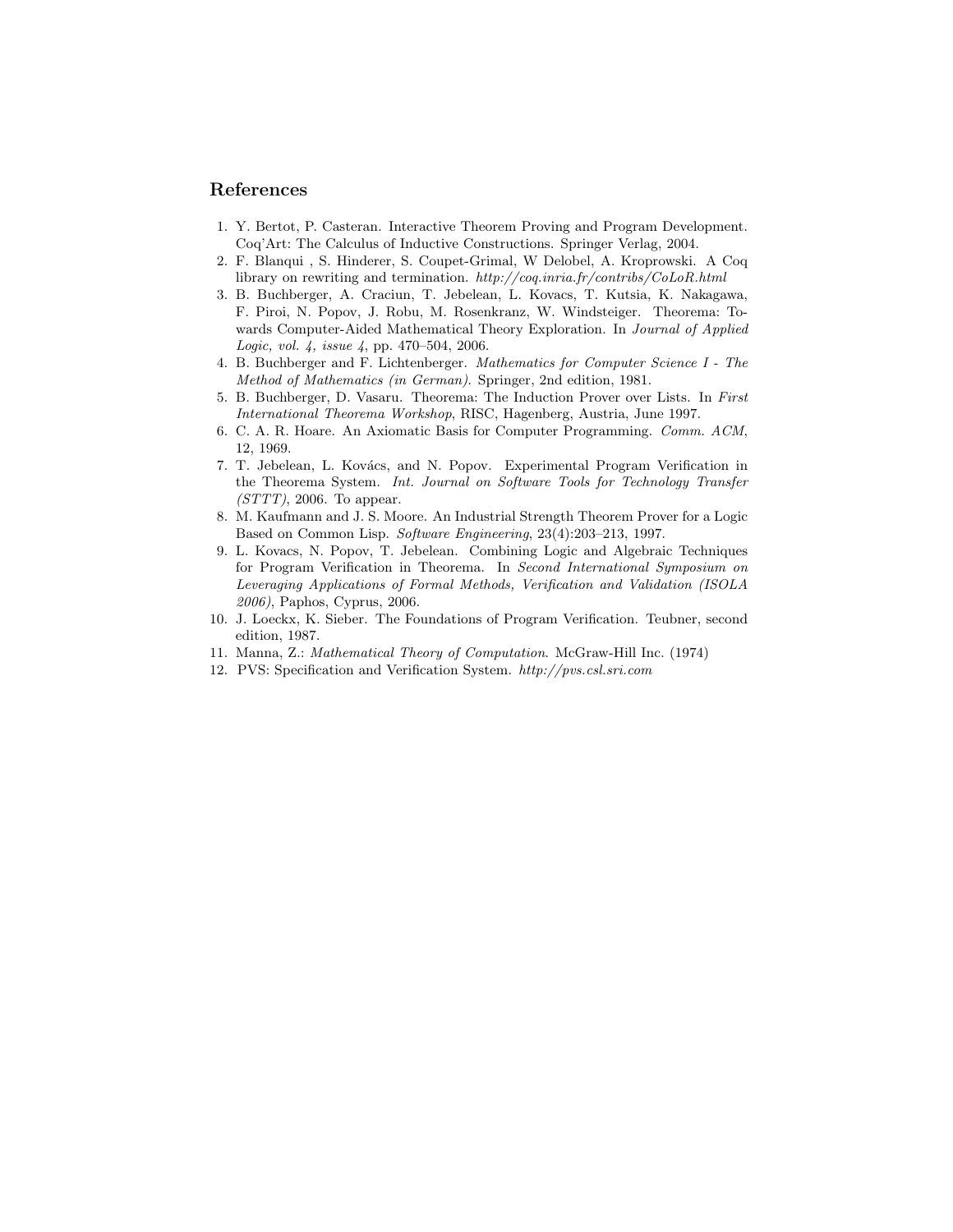## References

1. Y. Bertot, P. Casteran. Interactive Theorem Proving and Program Development. Coq'Art: The Calculus of Inductive Constructions. Springer Verlag, 2004.
2. F. Blanqui , S. Hinderer, S. Coupet-Grimal, W Delobel, A. Kroprowski. A Coq library on rewriting and termination. *http://coq.inria.fr/contribs/CoLoR.html*
3. B. Buchberger, A. Craciun, T. Jebelean, L. Kovacs, T. Kutsia, K. Nakagawa, F. Piroi, N. Popov, J. Robu, M. Rosenkranz, W. Windsteiger. Theorema: Towards Computer-Aided Mathematical Theory Exploration. In *Journal of Applied Logic, vol. 4, issue 4*, pp. 470–504, 2006.
4. B. Buchberger and F. Lichtenberger. *Mathematics for Computer Science I - The Method of Mathematics (in German)*. Springer, 2nd edition, 1981.
5. B. Buchberger, D. Vasaru. Theorema: The Induction Prover over Lists. In *First International Theorema Workshop*, RISC, Hagenberg, Austria, June 1997.
6. C. A. R. Hoare. An Axiomatic Basis for Computer Programming. *Comm. ACM*, 12, 1969.
7. T. Jebelean, L. Kovács, and N. Popov. Experimental Program Verification in the Theorema System. *Int. Journal on Software Tools for Technology Transfer (STTT)*, 2006. To appear.
8. M. Kaufmann and J. S. Moore. An Industrial Strength Theorem Prover for a Logic Based on Common Lisp. *Software Engineering*, 23(4):203–213, 1997.
9. L. Kovacs, N. Popov, T. Jebelean. Combining Logic and Algebraic Techniques for Program Verification in Theorema. In *Second International Symposium on Leveraging Applications of Formal Methods, Verification and Validation (ISOLA 2006)*, Paphos, Cyprus, 2006.
10. J. Loeckx, K. Sieber. The Foundations of Program Verification. Teubner, second edition, 1987.
11. Manna, Z.: *Mathematical Theory of Computation*. McGraw-Hill Inc. (1974)
12. PVS: Specification and Verification System. *http://pvs.csl.sri.com*